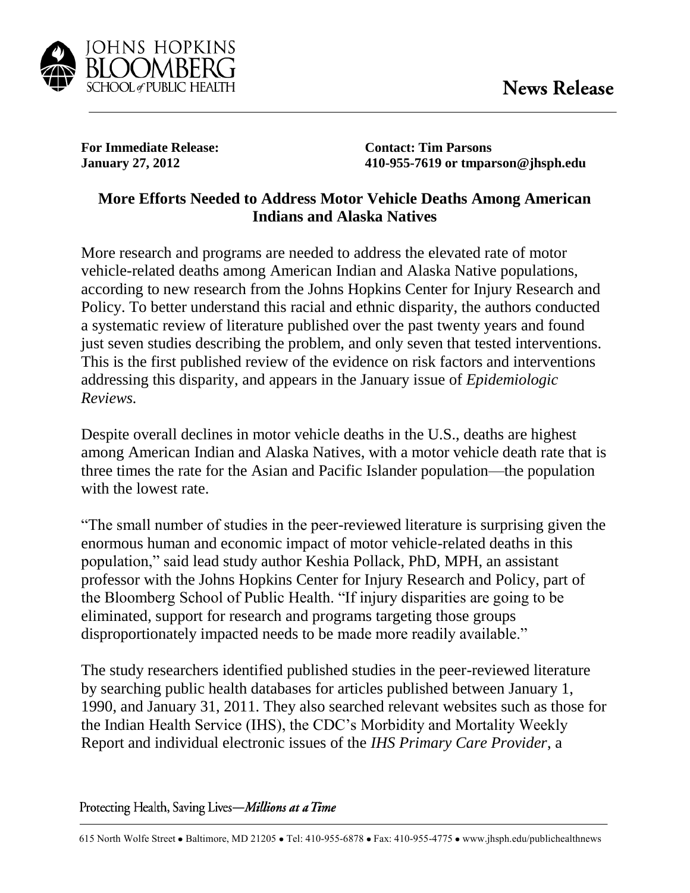**News Release**

**For Immediate Release:**
**January 27, 2012**

**Contact: Tim Parsons**
**410-955-7619 or tmparson@jhsph.edu**

# More Efforts Needed to Address Motor Vehicle Deaths Among American Indians and Alaska Natives

More research and programs are needed to address the elevated rate of motor vehicle-related deaths among American Indian and Alaska Native populations, according to new research from the Johns Hopkins Center for Injury Research and Policy. To better understand this racial and ethnic disparity, the authors conducted a systematic review of literature published over the past twenty years and found just seven studies describing the problem, and only seven that tested interventions. This is the first published review of the evidence on risk factors and interventions addressing this disparity, and appears in the January issue of *Epidemiologic Reviews.*

Despite overall declines in motor vehicle deaths in the U.S., deaths are highest among American Indian and Alaska Natives, with a motor vehicle death rate that is three times the rate for the Asian and Pacific Islander population—the population with the lowest rate.

"The small number of studies in the peer-reviewed literature is surprising given the enormous human and economic impact of motor vehicle-related deaths in this population," said lead study author Keshia Pollack, PhD, MPH, an assistant professor with the Johns Hopkins Center for Injury Research and Policy, part of the Bloomberg School of Public Health. "If injury disparities are going to be eliminated, support for research and programs targeting those groups disproportionately impacted needs to be made more readily available."

The study researchers identified published studies in the peer-reviewed literature by searching public health databases for articles published between January 1, 1990, and January 31, 2011. They also searched relevant websites such as those for the Indian Health Service (IHS), the CDC's Morbidity and Mortality Weekly Report and individual electronic issues of the *IHS Primary Care Provider*, a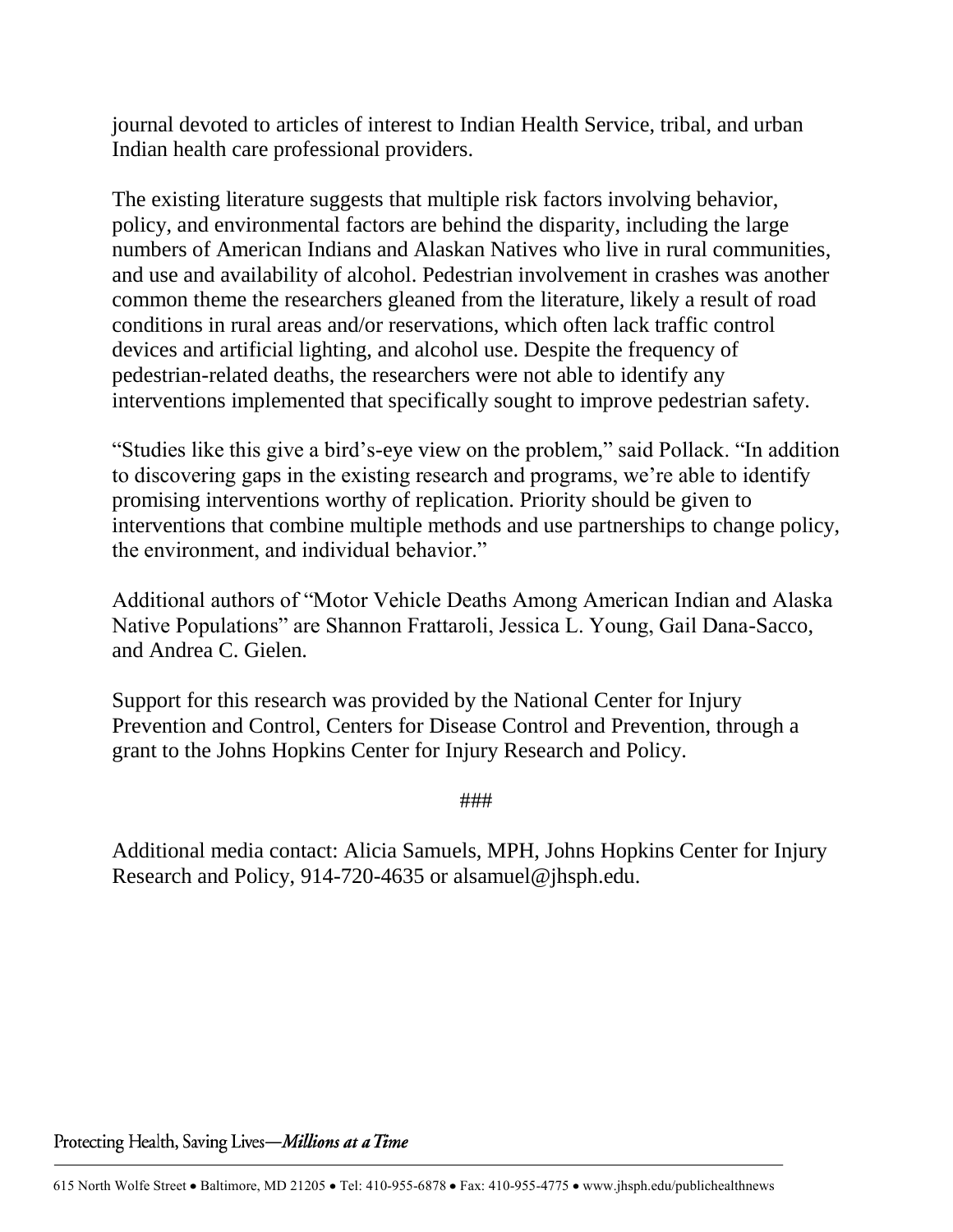journal devoted to articles of interest to Indian Health Service, tribal, and urban Indian health care professional providers.

The existing literature suggests that multiple risk factors involving behavior, policy, and environmental factors are behind the disparity, including the large numbers of American Indians and Alaskan Natives who live in rural communities, and use and availability of alcohol. Pedestrian involvement in crashes was another common theme the researchers gleaned from the literature, likely a result of road conditions in rural areas and/or reservations, which often lack traffic control devices and artificial lighting, and alcohol use. Despite the frequency of pedestrian-related deaths, the researchers were not able to identify any interventions implemented that specifically sought to improve pedestrian safety.

"Studies like this give a bird's-eye view on the problem," said Pollack. "In addition to discovering gaps in the existing research and programs, we're able to identify promising interventions worthy of replication. Priority should be given to interventions that combine multiple methods and use partnerships to change policy, the environment, and individual behavior."

Additional authors of "Motor Vehicle Deaths Among American Indian and Alaska Native Populations" are Shannon Frattaroli, Jessica L. Young, Gail Dana-Sacco, and Andrea C. Gielen.

Support for this research was provided by the National Center for Injury Prevention and Control, Centers for Disease Control and Prevention, through a grant to the Johns Hopkins Center for Injury Research and Policy.

###

Additional media contact: Alicia Samuels, MPH, Johns Hopkins Center for Injury Research and Policy, 914-720-4635 or alsamuel@jhsph.edu.